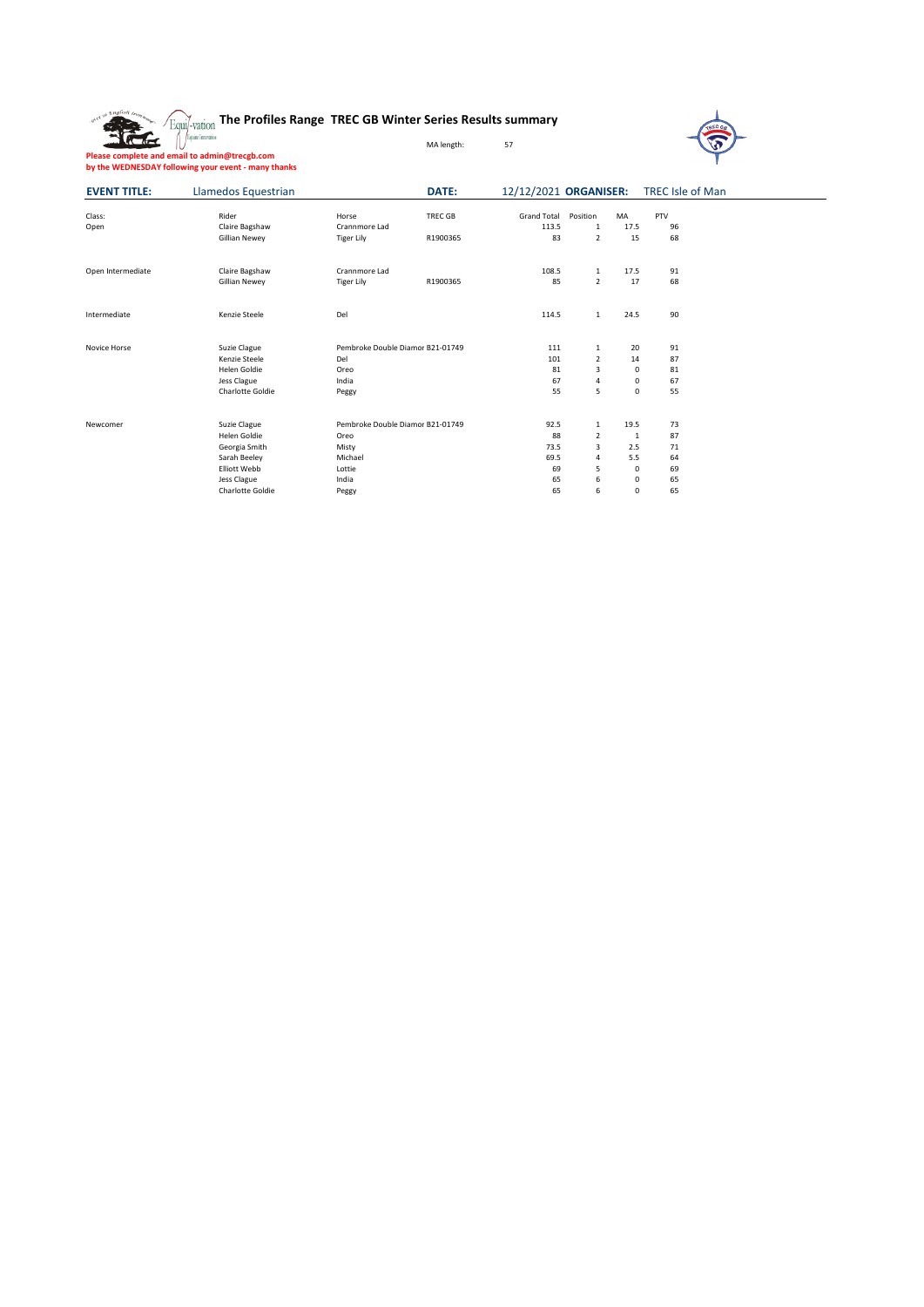# The Profiles Range TREC GB Winter Series Results summary

MA length: 57

**Please complete and email to admin@trecgb.com**
**by the WEDNESDAY following your event - many thanks**

| **EVENT TITLE:** | Llamedos Equestrian | | **DATE:** | 12/12/2021 | **ORGANISER:** | TREC Isle of Man | |
|---|---|---|---|---|---|---|---|
| Class: | Rider | Horse | TREC GB | Grand Total | Position | MA | PTV |
| Open | Claire Bagshaw | Crannmore Lad | | 113.5 | 1 | 17.5 | 96 |
| | Gillian Newey | Tiger Lily | R1900365 | 83 | 2 | 15 | 68 |
| | | | | | | | |
| Open Intermediate | Claire Bagshaw | Crannmore Lad | | 108.5 | 1 | 17.5 | 91 |
| | Gillian Newey | Tiger Lily | R1900365 | 85 | 2 | 17 | 68 |
| | | | | | | | |
| Intermediate | Kenzie Steele | Del | | 114.5 | 1 | 24.5 | 90 |
| | | | | | | | |
| Novice Horse | Suzie Clague | Pembroke Double Diamor | B21-01749 | 111 | 1 | 20 | 91 |
| | Kenzie Steele | Del | | 101 | 2 | 14 | 87 |
| | Helen Goldie | Oreo | | 81 | 3 | 0 | 81 |
| | Jess Clague | India | | 67 | 4 | 0 | 67 |
| | Charlotte Goldie | Peggy | | 55 | 5 | 0 | 55 |
| | | | | | | | |
| Newcomer | Suzie Clague | Pembroke Double Diamor | B21-01749 | 92.5 | 1 | 19.5 | 73 |
| | Helen Goldie | Oreo | | 88 | 2 | 1 | 87 |
| | Georgia Smith | Misty | | 73.5 | 3 | 2.5 | 71 |
| | Sarah Beeley | Michael | | 69.5 | 4 | 5.5 | 64 |
| | Elliott Webb | Lottie | | 69 | 5 | 0 | 69 |
| | Jess Clague | India | | 65 | 6 | 0 | 65 |
| | Charlotte Goldie | Peggy | | 65 | 6 | 0 | 65 |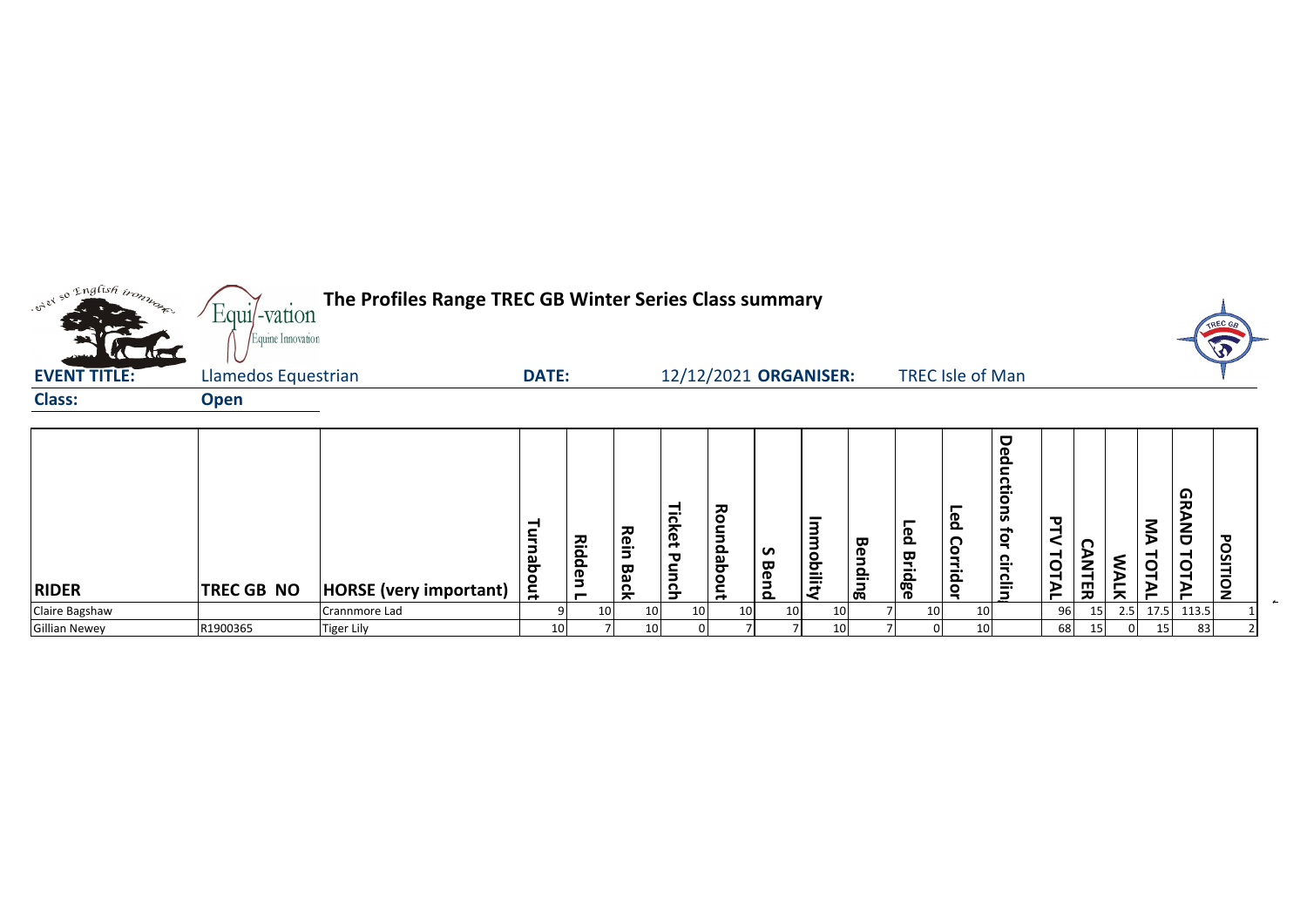**The Profiles Range TREC GB Winter Series Class summary**

Equi-vation Equine Innovation

**EVENT TITLE:** Llamedos Equestrian **DATE:** 12/12/2021 **ORGANISER:** TREC Isle of Man

**Class:** **Open**

| RIDER | TREC GB NO | HORSE (very important) | Turnabout | Ridden L | Rein Back | Ticket Punch | Roundabout | S Bend | Immobility | Bending | Led Bridge | Led Corridor | Deductions for circling | PTV TOTAL | CANTER | WALK | MA TOTAL | GRAND TOTAL | POSITION |
|---|---|---|---|---|---|---|---|---|---|---|---|---|---|---|---|---|---|---|---|
| Claire Bagshaw | | Crannmore Lad | 9 | 10 | 10 | 10 | 10 | 10 | 10 | 7 | 10 | 10 | | 96 | 15 | 2.5 | 17.5 | 113.5 | 1 |
| Gillian Newey | R1900365 | Tiger Lily | 10 | 7 | 10 | 0 | 7 | 7 | 10 | 7 | 0 | 10 | | 68 | 15 | 0 | 15 | 83 | 2 |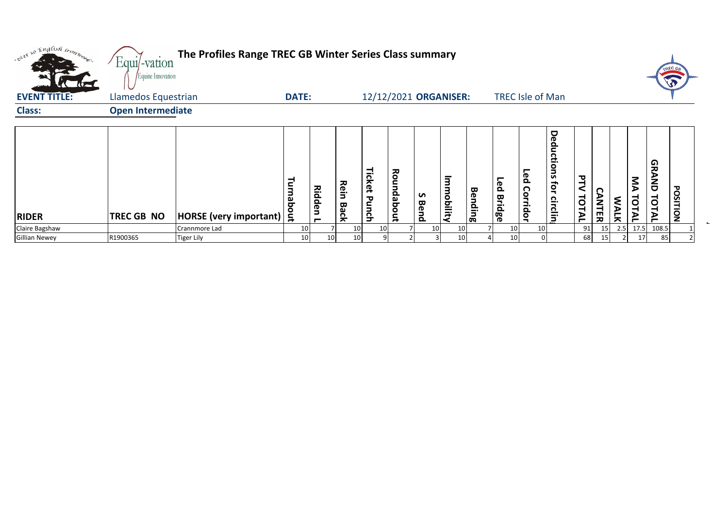# The Profiles Range TREC GB Winter Series Class summary

**EVENT TITLE:** Llamedos Equestrian **DATE:** 12/12/2021 **ORGANISER:** TREC Isle of Man

**Class:** **Open Intermediate**

| RIDER | TREC GB NO | HORSE (very important) | Turnabout | Ridden L | Rein Back | Ticket Punch | Roundabout | S Bend | Immobility | Bending | Led Bridge | Led Corridor | Deductions for circling | PTV TOTAL | CANTER | WALK | MA TOTAL | GRAND TOTAL | POSITION |
|---|---|---|---|---|---|---|---|---|---|---|---|---|---|---|---|---|---|---|---|
| Claire Bagshaw | | Crannmore Lad | 10 | 7 | 10 | 10 | 7 | 10 | 10 | 7 | 10 | 10 | | 91 | 15 | 2.5 | 17.5 | 108.5 | 1 |
| Gillian Newey | R1900365 | Tiger Lily | 10 | 10 | 10 | 9 | 2 | 3 | 10 | 4 | 10 | 0 | | 68 | 15 | 2 | 17 | 85 | 2 |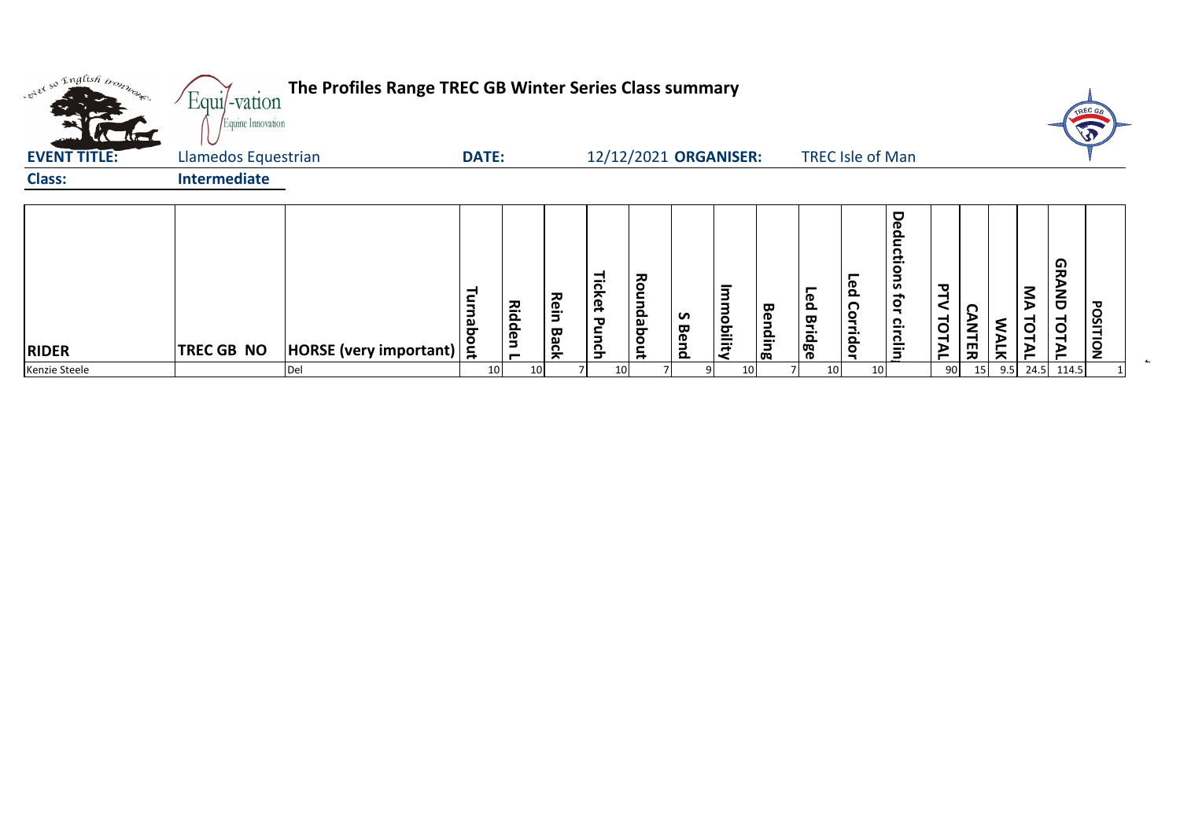# The Profiles Range TREC GB Winter Series Class summary

**EVENT TITLE:** Llamedos Equestrian **DATE:** 12/12/2021 **ORGANISER:** TREC Isle of Man

**Class:** Intermediate

| RIDER | TREC GB NO | HORSE (very important) | Turnabout | Ridden L | Rein Back | Ticket Punch | Roundabout | S Bend | Immobility | Bending | Led Bridge | Led Corridor | Deductions for circling | PTV TOTAL | CANTER | WALK | MA TOTAL | GRAND TOTAL | POSITION |
|---|---|---|---|---|---|---|---|---|---|---|---|---|---|---|---|---|---|---|---|
| Kenzie Steele | | Del | 10 | 10 | 7 | 10 | 7 | 9 | 10 | 7 | 10 | 10 | | 90 | 15 | 9.5 | 24.5 | 114.5 | 1 |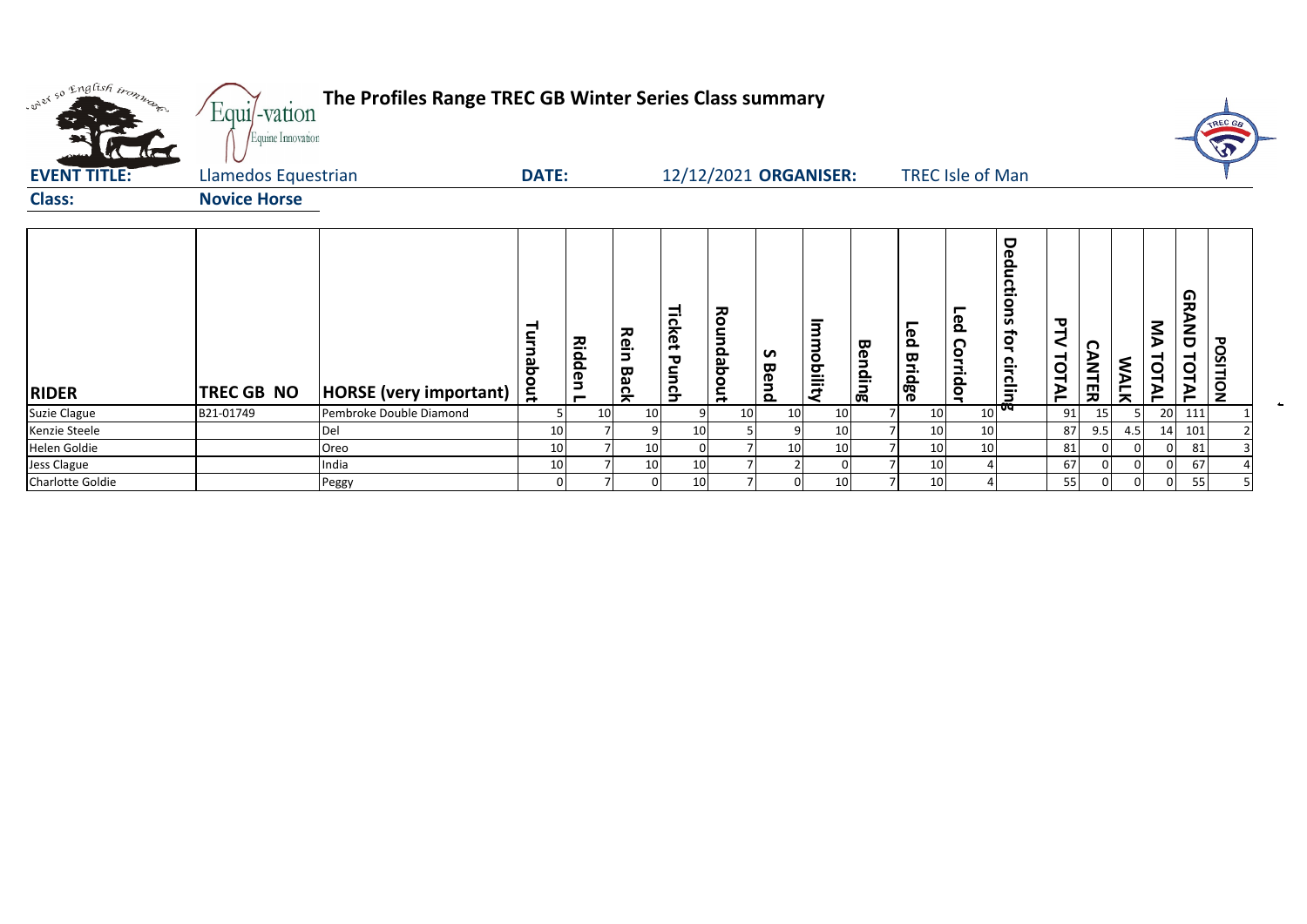# The Profiles Range TREC GB Winter Series Class summary

**EVENT TITLE:** Llamedos Equestrian **DATE:** 12/12/2021 **ORGANISER:** TREC Isle of Man

**Class:** Novice Horse

| RIDER | TREC GB NO | HORSE (very important) | Turnabout | Ridden L | Rein Back | Ticket Punch | Roundabout | S Bend | Immobility | Bending | Led Bridge | Led Corridor | Deductions for circling | PTV TOTAL | CANTER | WALK | MA TOTAL | GRAND TOTAL | POSITION |
|---|---|---|---|---|---|---|---|---|---|---|---|---|---|---|---|---|---|---|---|
| Suzie Clague | B21-01749 | Pembroke Double Diamond | 5 | 10 | 10 | 9 | 10 | 10 | 10 | 7 | 10 | 10 | | 91 | 15 | 5 | 20 | 111 | 1 |
| Kenzie Steele | | Del | 10 | 7 | 9 | 10 | 5 | 9 | 10 | 7 | 10 | 10 | | 87 | 9.5 | 4.5 | 14 | 101 | 2 |
| Helen Goldie | | Oreo | 10 | 7 | 10 | 0 | 7 | 10 | 10 | 7 | 10 | 10 | | 81 | 0 | 0 | 0 | 81 | 3 |
| Jess Clague | | India | 10 | 7 | 10 | 10 | 7 | 2 | 0 | 7 | 10 | 4 | | 67 | 0 | 0 | 0 | 67 | 4 |
| Charlotte Goldie | | Peggy | 0 | 7 | 0 | 10 | 7 | 0 | 10 | 7 | 10 | 4 | | 55 | 0 | 0 | 0 | 55 | 5 |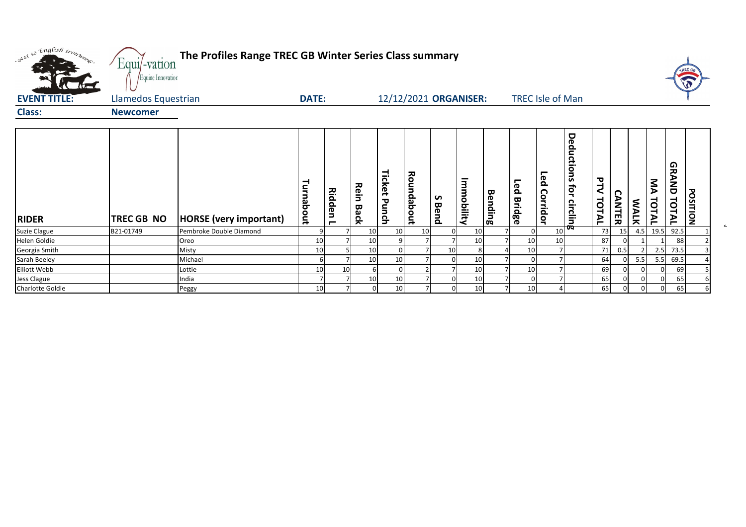# The Profiles Range TREC GB Winter Series Class summary

**EVENT TITLE:** Llamedos Equestrian **DATE:** 12/12/2021 **ORGANISER:** TREC Isle of Man

**Class:** Newcomer

| RIDER | TREC GB NO | HORSE (very important) | Turnabout | Ridden L | Rein Back | Ticket Punch | Roundabout | S Bend | Immobility | Bending | Led Bridge | Led Corridor | Deductions for circling | PTV TOTAL | CANTER | WALK | MA TOTAL | GRAND TOTAL | POSITION |
|---|---|---|---|---|---|---|---|---|---|---|---|---|---|---|---|---|---|---|---|
| Suzie Clague | B21-01749 | Pembroke Double Diamond | 9 | 7 | 10 | 10 | 10 | 0 | 10 | 7 | 0 | 10 | | 73 | 15 | 4.5 | 19.5 | 92.5 | 1 |
| Helen Goldie | | Oreo | 10 | 7 | 10 | 9 | 7 | 7 | 10 | 7 | 10 | 10 | | 87 | 0 | 1 | 1 | 88 | 2 |
| Georgia Smith | | Misty | 10 | 5 | 10 | 0 | 7 | 10 | 8 | 4 | 10 | 7 | | 71 | 0.5 | 2 | 2.5 | 73.5 | 3 |
| Sarah Beeley | | Michael | 6 | 7 | 10 | 10 | 7 | 0 | 10 | 7 | 0 | 7 | | 64 | 0 | 5.5 | 5.5 | 69.5 | 4 |
| Elliott Webb | | Lottie | 10 | 10 | 6 | 0 | 2 | 7 | 10 | 7 | 10 | 7 | | 69 | 0 | 0 | 0 | 69 | 5 |
| Jess Clague | | India | 7 | 7 | 10 | 10 | 7 | 0 | 10 | 7 | 0 | 7 | | 65 | 0 | 0 | 0 | 65 | 6 |
| Charlotte Goldie | | Peggy | 10 | 7 | 0 | 10 | 7 | 0 | 10 | 7 | 10 | 4 | | 65 | 0 | 0 | 0 | 65 | 6 |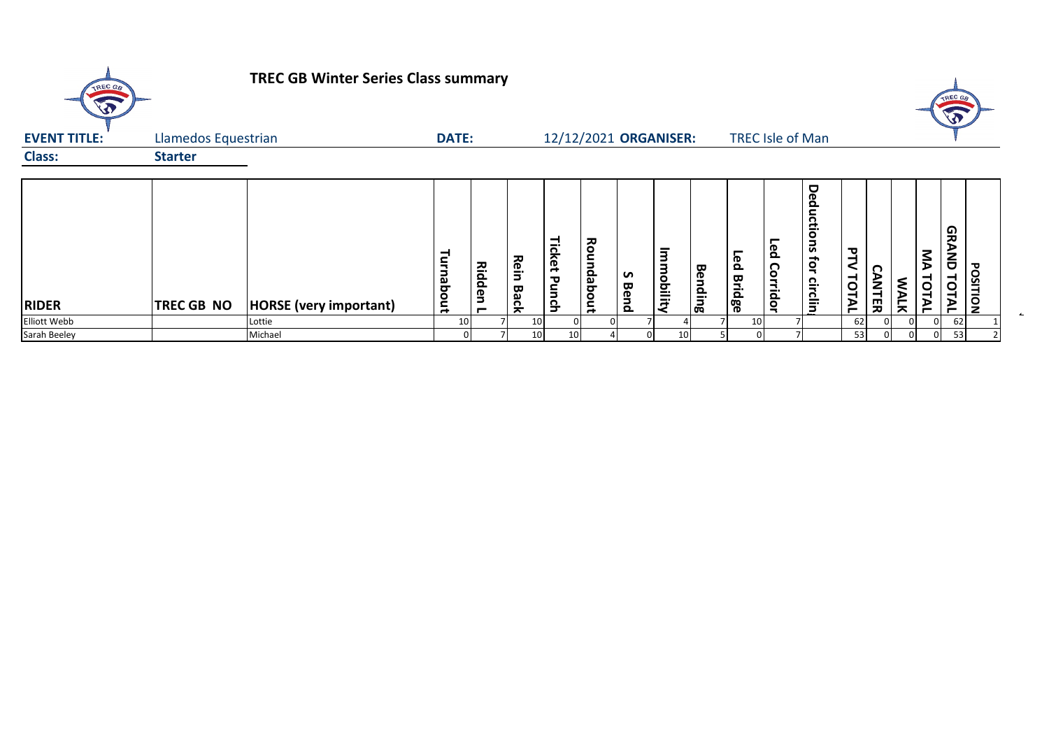# TREC GB Winter Series Class summary

**EVENT TITLE:** Llamedos Equestrian **DATE:** 12/12/2021 **ORGANISER:** TREC Isle of Man

**Class:** **Starter**

| RIDER | TREC GB NO | HORSE (very important) | Turnabout | Ridden L | Rein Back | Ticket Punch | Roundabout | S Bend | Immobility | Bending | Led Bridge | Led Corridor | Deductions for circling | PTV TOTAL | CANTER | WALK | MA TOTAL | GRAND TOTAL | POSITION |
|---|---|---|---|---|---|---|---|---|---|---|---|---|---|---|---|---|---|---|---|
| Elliott Webb | | Lottie | 10 | 7 | 10 | 0 | 0 | 7 | 4 | 7 | 10 | 7 | | 62 | 0 | 0 | 0 | 62 | 1 |
| Sarah Beeley | | Michael | 0 | 7 | 10 | 10 | 4 | 0 | 10 | 5 | 0 | 7 | | 53 | 0 | 0 | 0 | 53 | 2 |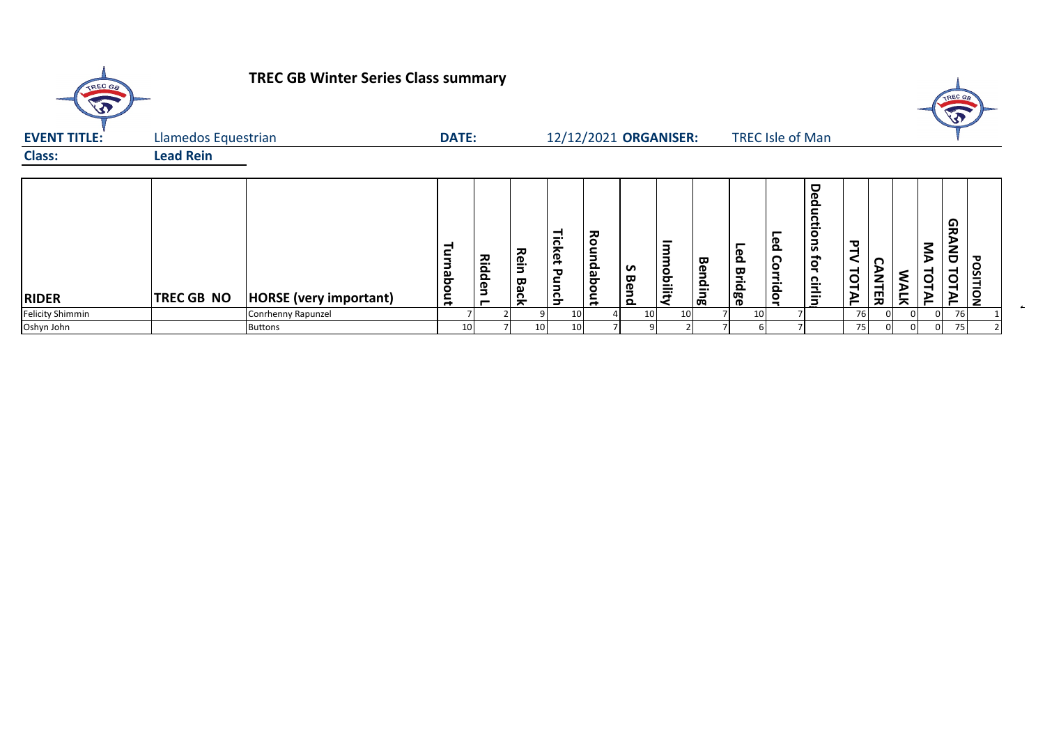# TREC GB Winter Series Class summary

**EVENT TITLE:** Llamedos Equestrian **DATE:** 12/12/2021 **ORGANISER:** TREC Isle of Man

**Class:** **Lead Rein**

| RIDER | TREC GB NO | HORSE (very important) | Turnabout | Ridden L | Rein Back | Ticket Punch | Roundabout | S Bend | Immobility | Bending | Led Bridge | Led Corridor | Deductions for circling | PTV TOTAL | CANTER | WALK | MA TOTAL | GRAND TOTAL | POSITION |
|---|---|---|---|---|---|---|---|---|---|---|---|---|---|---|---|---|---|---|---|
| Felicity Shimmin | | Conrhenny Rapunzel | 7 | 2 | 9 | 10 | 4 | 10 | 10 | 7 | 10 | 7 | | 76 | 0 | 0 | 0 | 76 | 1 |
| Oshyn John | | Buttons | 10 | 7 | 10 | 10 | 7 | 9 | 2 | 7 | 6 | 7 | | 75 | 0 | 0 | 0 | 75 | 2 |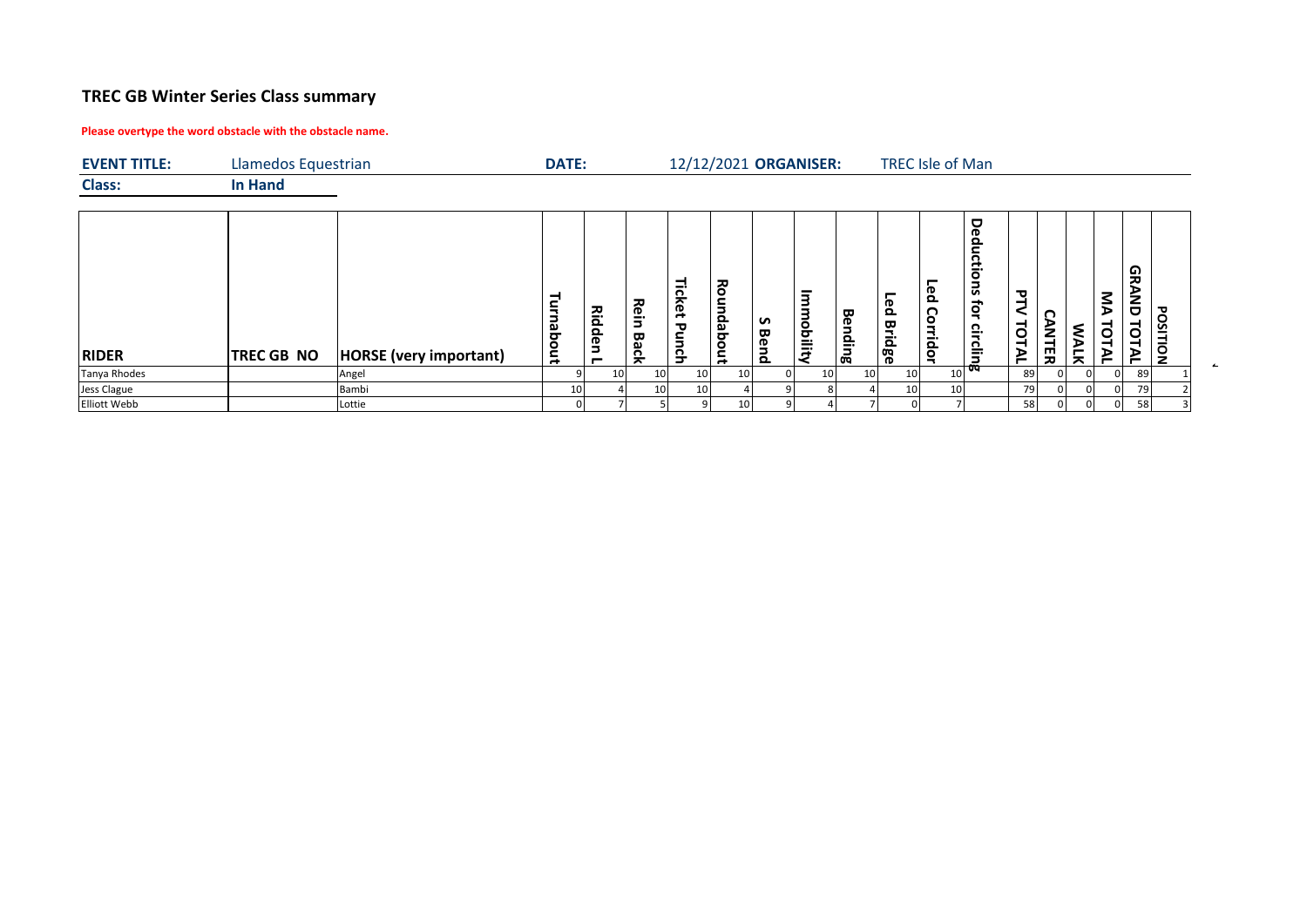## TREC GB Winter Series Class summary

**Please overtype the word obstacle with the obstacle name.**

**EVENT TITLE:** Llamedos Equestrian **DATE:** 12/12/2021 **ORGANISER:** TREC Isle of Man

**Class:** **In Hand**

| RIDER | TREC GB NO | HORSE (very important) | Turnabout | Ridden L | Rein Back | Ticket Punch | Roundabout | S Bend | Immobility | Bending | Led Bridge | Led Corridor | Deductions for circling | PTV TOTAL | CANTER | WALK | MA TOTAL | GRAND TOTAL | POSITION |
|---|---|---|---|---|---|---|---|---|---|---|---|---|---|---|---|---|---|---|---|
| Tanya Rhodes | | Angel | 9 | 10 | 10 | 10 | 10 | 0 | 10 | 10 | 10 | 10 | | 89 | 0 | 0 | 0 | 89 | 1 |
| Jess Clague | | Bambi | 10 | 4 | 10 | 10 | 4 | 9 | 8 | 4 | 10 | 10 | | 79 | 0 | 0 | 0 | 79 | 2 |
| Elliott Webb | | Lottie | 0 | 7 | 5 | 9 | 10 | 9 | 4 | 7 | 0 | 7 | | 58 | 0 | 0 | 0 | 58 | 3 |